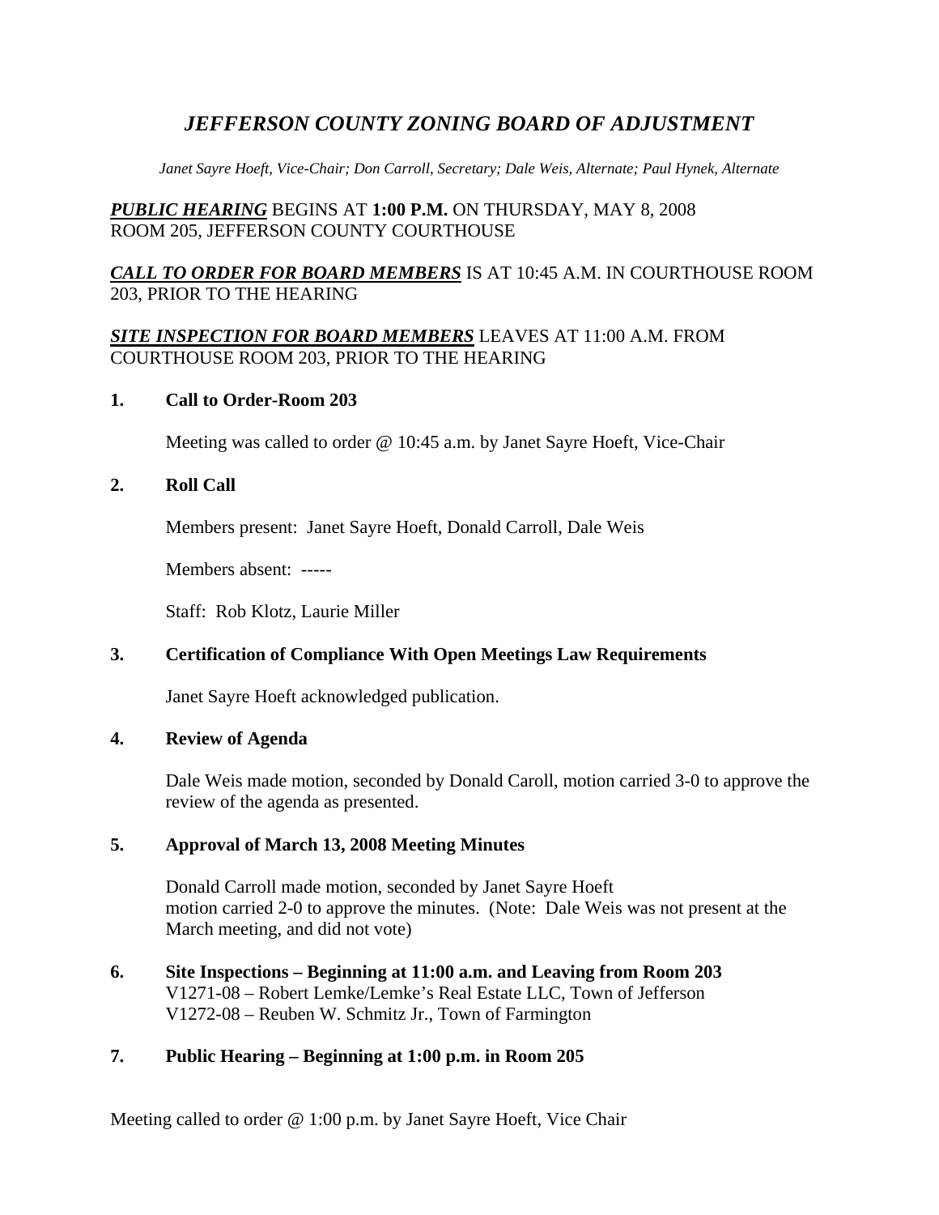# *JEFFERSON COUNTY ZONING BOARD OF ADJUSTMENT*

*Janet Sayre Hoeft, Vice-Chair; Don Carroll, Secretary; Dale Weis, Alternate; Paul Hynek, Alternate*

***PUBLIC HEARING*** BEGINS AT **1:00 P.M.** ON THURSDAY, MAY 8, 2008
ROOM 205, JEFFERSON COUNTY COURTHOUSE

***CALL TO ORDER FOR BOARD MEMBERS*** IS AT 10:45 A.M. IN COURTHOUSE ROOM 203, PRIOR TO THE HEARING

***SITE INSPECTION FOR BOARD MEMBERS*** LEAVES AT 11:00 A.M. FROM COURTHOUSE ROOM 203, PRIOR TO THE HEARING

**1. Call to Order-Room 203**

Meeting was called to order @ 10:45 a.m. by Janet Sayre Hoeft, Vice-Chair

**2. Roll Call**

Members present: Janet Sayre Hoeft, Donald Carroll, Dale Weis

Members absent: -----

Staff: Rob Klotz, Laurie Miller

**3. Certification of Compliance With Open Meetings Law Requirements**

Janet Sayre Hoeft acknowledged publication.

**4. Review of Agenda**

Dale Weis made motion, seconded by Donald Caroll, motion carried 3-0 to approve the review of the agenda as presented.

**5. Approval of March 13, 2008 Meeting Minutes**

Donald Carroll made motion, seconded by Janet Sayre Hoeft motion carried 2-0 to approve the minutes. (Note: Dale Weis was not present at the March meeting, and did not vote)

**6. Site Inspections – Beginning at 11:00 a.m. and Leaving from Room 203**
V1271-08 – Robert Lemke/Lemke's Real Estate LLC, Town of Jefferson
V1272-08 – Reuben W. Schmitz Jr., Town of Farmington

**7. Public Hearing – Beginning at 1:00 p.m. in Room 205**

Meeting called to order @ 1:00 p.m. by Janet Sayre Hoeft, Vice Chair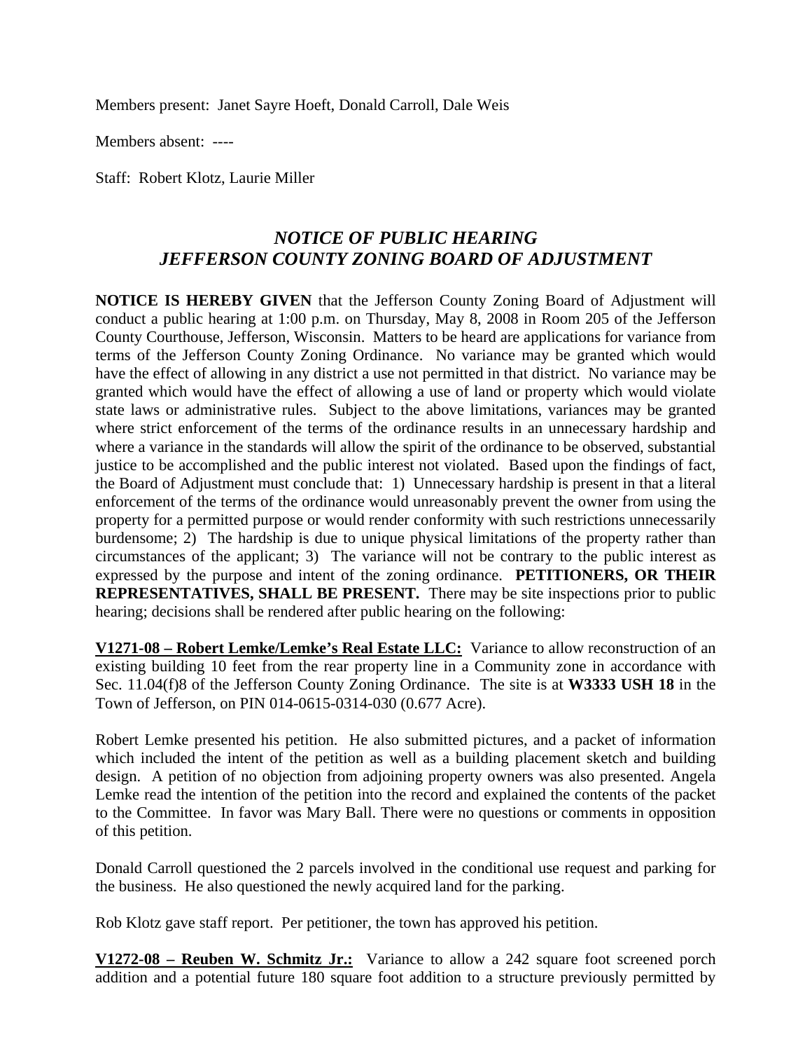Members present: Janet Sayre Hoeft, Donald Carroll, Dale Weis

Members absent: ----

Staff: Robert Klotz, Laurie Miller

## *NOTICE OF PUBLIC HEARING*
## *JEFFERSON COUNTY ZONING BOARD OF ADJUSTMENT*

**NOTICE IS HEREBY GIVEN** that the Jefferson County Zoning Board of Adjustment will conduct a public hearing at 1:00 p.m. on Thursday, May 8, 2008 in Room 205 of the Jefferson County Courthouse, Jefferson, Wisconsin. Matters to be heard are applications for variance from terms of the Jefferson County Zoning Ordinance. No variance may be granted which would have the effect of allowing in any district a use not permitted in that district. No variance may be granted which would have the effect of allowing a use of land or property which would violate state laws or administrative rules. Subject to the above limitations, variances may be granted where strict enforcement of the terms of the ordinance results in an unnecessary hardship and where a variance in the standards will allow the spirit of the ordinance to be observed, substantial justice to be accomplished and the public interest not violated. Based upon the findings of fact, the Board of Adjustment must conclude that: 1) Unnecessary hardship is present in that a literal enforcement of the terms of the ordinance would unreasonably prevent the owner from using the property for a permitted purpose or would render conformity with such restrictions unnecessarily burdensome; 2) The hardship is due to unique physical limitations of the property rather than circumstances of the applicant; 3) The variance will not be contrary to the public interest as expressed by the purpose and intent of the zoning ordinance. **PETITIONERS, OR THEIR REPRESENTATIVES, SHALL BE PRESENT.** There may be site inspections prior to public hearing; decisions shall be rendered after public hearing on the following:

**V1271-08 – Robert Lemke/Lemke's Real Estate LLC:** Variance to allow reconstruction of an existing building 10 feet from the rear property line in a Community zone in accordance with Sec. 11.04(f)8 of the Jefferson County Zoning Ordinance. The site is at **W3333 USH 18** in the Town of Jefferson, on PIN 014-0615-0314-030 (0.677 Acre).

Robert Lemke presented his petition. He also submitted pictures, and a packet of information which included the intent of the petition as well as a building placement sketch and building design. A petition of no objection from adjoining property owners was also presented. Angela Lemke read the intention of the petition into the record and explained the contents of the packet to the Committee. In favor was Mary Ball. There were no questions or comments in opposition of this petition.

Donald Carroll questioned the 2 parcels involved in the conditional use request and parking for the business. He also questioned the newly acquired land for the parking.

Rob Klotz gave staff report. Per petitioner, the town has approved his petition.

**V1272-08 – Reuben W. Schmitz Jr.:** Variance to allow a 242 square foot screened porch addition and a potential future 180 square foot addition to a structure previously permitted by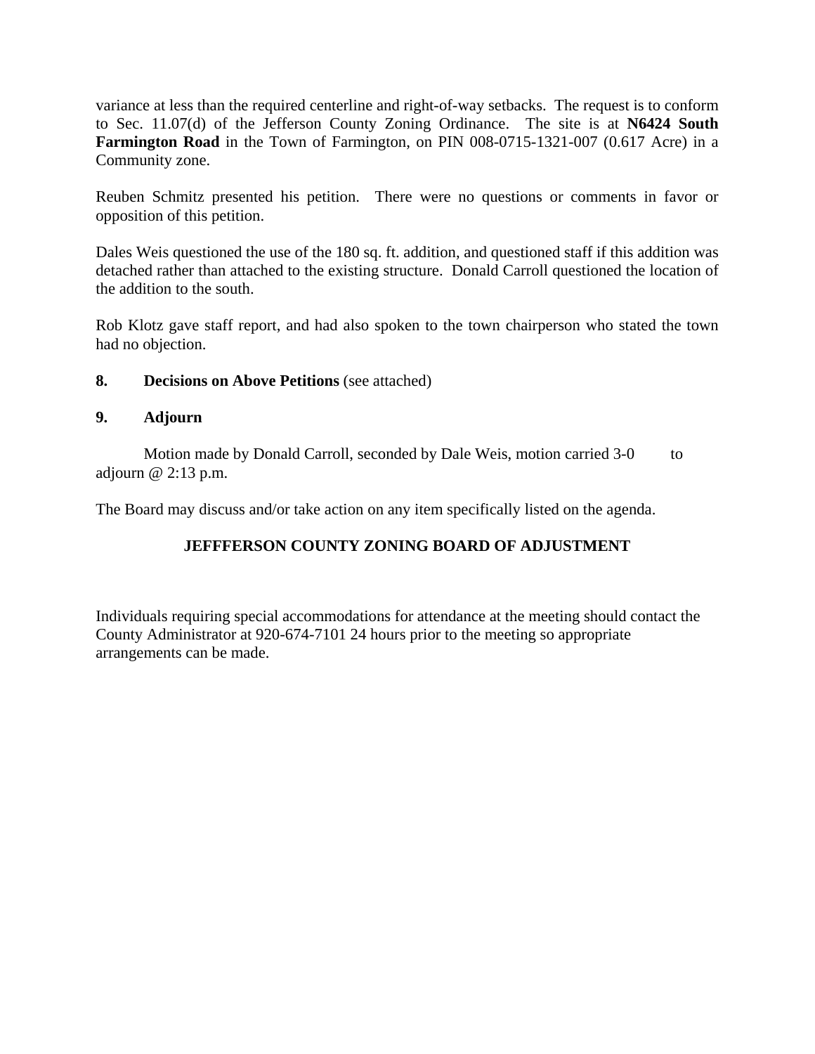variance at less than the required centerline and right-of-way setbacks. The request is to conform to Sec. 11.07(d) of the Jefferson County Zoning Ordinance. The site is at **N6424 South Farmington Road** in the Town of Farmington, on PIN 008-0715-1321-007 (0.617 Acre) in a Community zone.

Reuben Schmitz presented his petition. There were no questions or comments in favor or opposition of this petition.

Dales Weis questioned the use of the 180 sq. ft. addition, and questioned staff if this addition was detached rather than attached to the existing structure. Donald Carroll questioned the location of the addition to the south.

Rob Klotz gave staff report, and had also spoken to the town chairperson who stated the town had no objection.

**8. Decisions on Above Petitions** (see attached)

**9. Adjourn**

Motion made by Donald Carroll, seconded by Dale Weis, motion carried 3-0 to adjourn @ 2:13 p.m.

The Board may discuss and/or take action on any item specifically listed on the agenda.

**JEFFFERSON COUNTY ZONING BOARD OF ADJUSTMENT**

Individuals requiring special accommodations for attendance at the meeting should contact the County Administrator at 920-674-7101 24 hours prior to the meeting so appropriate arrangements can be made.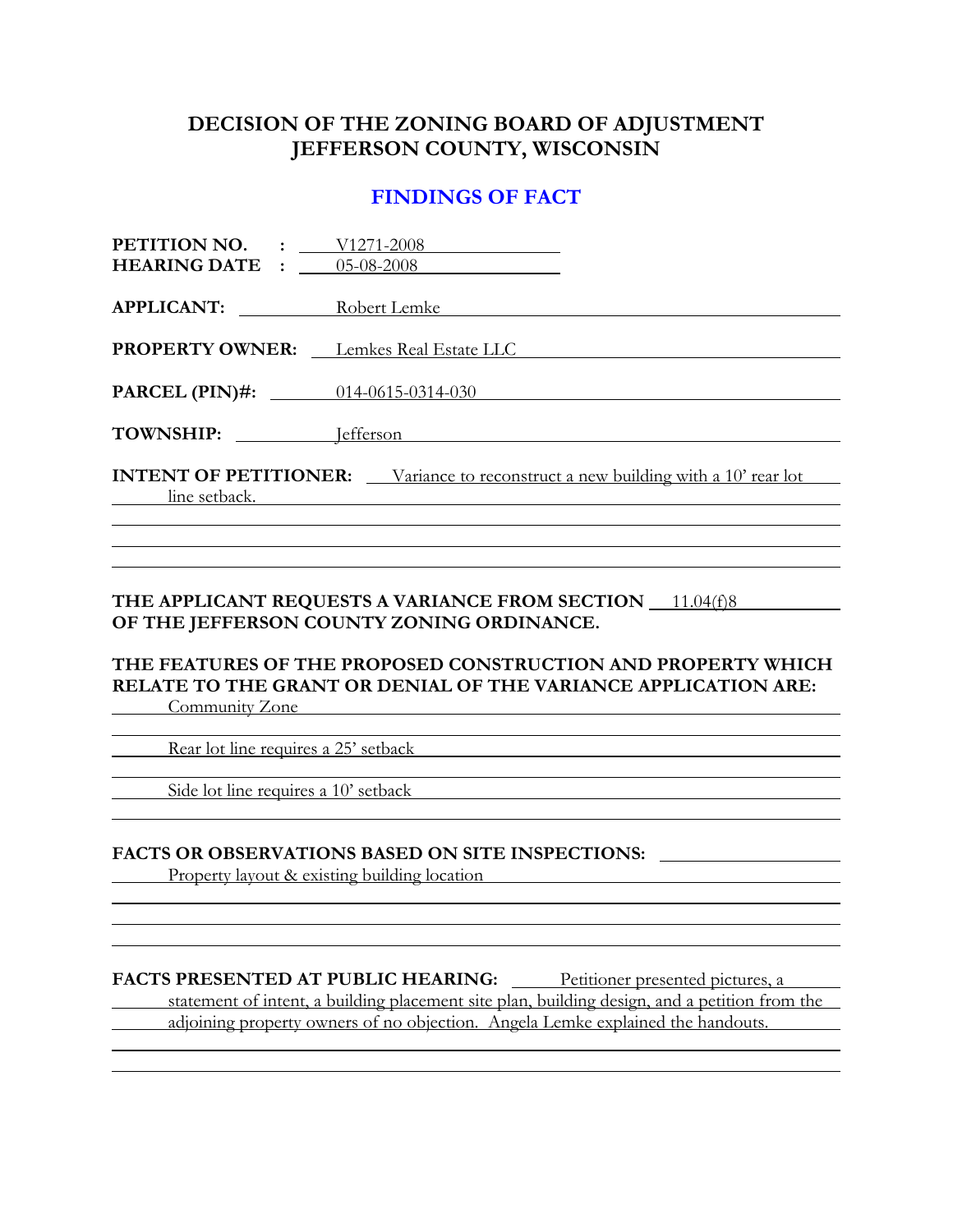# DECISION OF THE ZONING BOARD OF ADJUSTMENT
# JEFFERSON COUNTY, WISCONSIN

## FINDINGS OF FACT

**PETITION NO.** : V1271-2008
**HEARING DATE** : 05-08-2008

**APPLICANT:** Robert Lemke

**PROPERTY OWNER:** Lemkes Real Estate LLC

**PARCEL (PIN)#:** 014-0615-0314-030

**TOWNSHIP:** Jefferson

**INTENT OF PETITIONER:** Variance to reconstruct a new building with a 10' rear lot line setback.

**THE APPLICANT REQUESTS A VARIANCE FROM SECTION** 11.04(f)8 **OF THE JEFFERSON COUNTY ZONING ORDINANCE.**

**THE FEATURES OF THE PROPOSED CONSTRUCTION AND PROPERTY WHICH RELATE TO THE GRANT OR DENIAL OF THE VARIANCE APPLICATION ARE:**

Community Zone

Rear lot line requires a 25' setback

Side lot line requires a 10' setback

**FACTS OR OBSERVATIONS BASED ON SITE INSPECTIONS:**

Property layout & existing building location

**FACTS PRESENTED AT PUBLIC HEARING:** Petitioner presented pictures, a statement of intent, a building placement site plan, building design, and a petition from the adjoining property owners of no objection. Angela Lemke explained the handouts.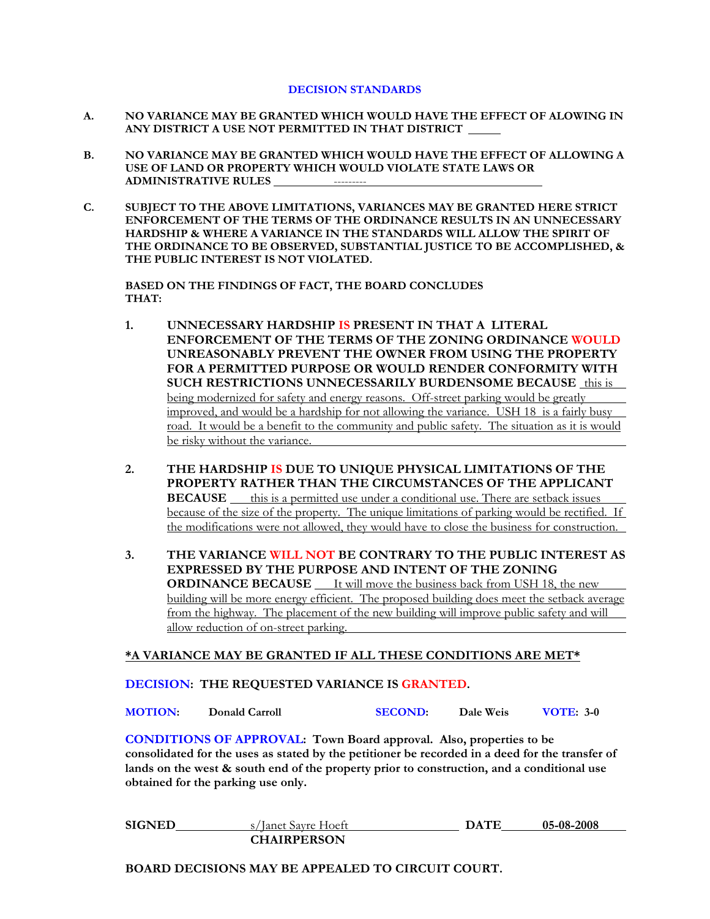## DECISION STANDARDS

**A. NO VARIANCE MAY BE GRANTED WHICH WOULD HAVE THE EFFECT OF ALOWING IN ANY DISTRICT A USE NOT PERMITTED IN THAT DISTRICT** _____

**B. NO VARIANCE MAY BE GRANTED WHICH WOULD HAVE THE EFFECT OF ALLOWING A USE OF LAND OR PROPERTY WHICH WOULD VIOLATE STATE LAWS OR ADMINISTRATIVE RULES** ---------

**C. SUBJECT TO THE ABOVE LIMITATIONS, VARIANCES MAY BE GRANTED HERE STRICT ENFORCEMENT OF THE TERMS OF THE ORDINANCE RESULTS IN AN UNNECESSARY HARDSHIP & WHERE A VARIANCE IN THE STANDARDS WILL ALLOW THE SPIRIT OF THE ORDINANCE TO BE OBSERVED, SUBSTANTIAL JUSTICE TO BE ACCOMPLISHED, & THE PUBLIC INTEREST IS NOT VIOLATED.**

**BASED ON THE FINDINGS OF FACT, THE BOARD CONCLUDES THAT:**

1. **UNNECESSARY HARDSHIP IS PRESENT IN THAT A LITERAL ENFORCEMENT OF THE TERMS OF THE ZONING ORDINANCE WOULD UNREASONABLY PREVENT THE OWNER FROM USING THE PROPERTY FOR A PERMITTED PURPOSE OR WOULD RENDER CONFORMITY WITH SUCH RESTRICTIONS UNNECESSARILY BURDENSOME BECAUSE** this is being modernized for safety and energy reasons. Off-street parking would be greatly improved, and would be a hardship for not allowing the variance. USH 18 is a fairly busy road. It would be a benefit to the community and public safety. The situation as it is would be risky without the variance.

2. **THE HARDSHIP IS DUE TO UNIQUE PHYSICAL LIMITATIONS OF THE PROPERTY RATHER THAN THE CIRCUMSTANCES OF THE APPLICANT BECAUSE** this is a permitted use under a conditional use. There are setback issues because of the size of the property. The unique limitations of parking would be rectified. If the modifications were not allowed, they would have to close the business for construction.

3. **THE VARIANCE WILL NOT BE CONTRARY TO THE PUBLIC INTEREST AS EXPRESSED BY THE PURPOSE AND INTENT OF THE ZONING ORDINANCE BECAUSE** It will move the business back from USH 18, the new building will be more energy efficient. The proposed building does meet the setback average from the highway. The placement of the new building will improve public safety and will allow reduction of on-street parking.

***A VARIANCE MAY BE GRANTED IF ALL THESE CONDITIONS ARE MET***

**DECISION: THE REQUESTED VARIANCE IS GRANTED.**

**MOTION:** Donald Carroll **SECOND:** Dale Weis **VOTE:** 3-0

**CONDITIONS OF APPROVAL: Town Board approval. Also, properties to be consolidated for the uses as stated by the petitioner be recorded in a deed for the transfer of lands on the west & south end of the property prior to construction, and a conditional use obtained for the parking use only.**

**SIGNED** s/Janet Sayre Hoeft **DATE** 05-08-2008
**CHAIRPERSON**

**BOARD DECISIONS MAY BE APPEALED TO CIRCUIT COURT.**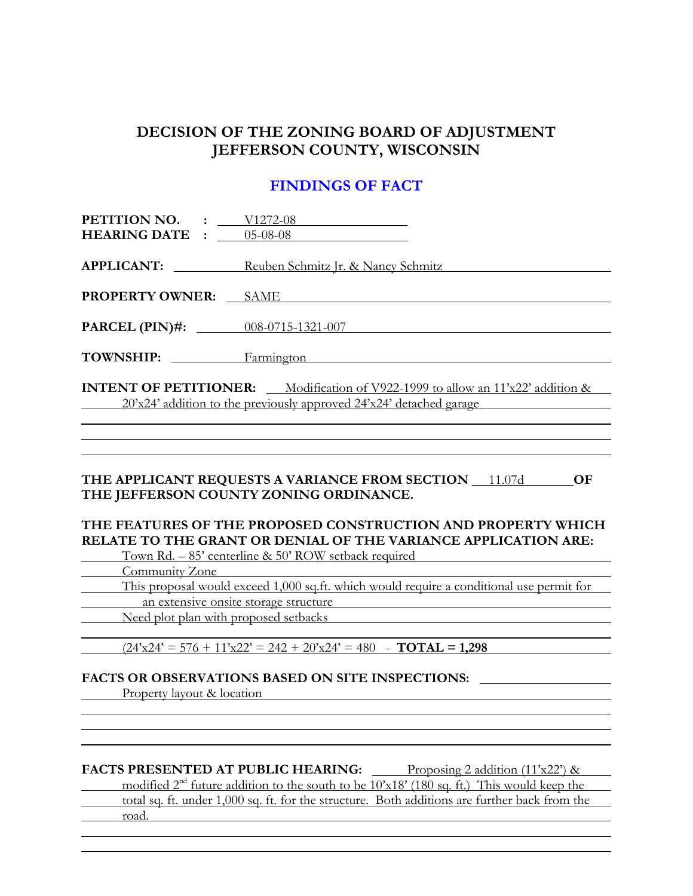# DECISION OF THE ZONING BOARD OF ADJUSTMENT
# JEFFERSON COUNTY, WISCONSIN

## FINDINGS OF FACT

**PETITION NO. :** V1272-08
**HEARING DATE :** 05-08-08

**APPLICANT:** Reuben Schmitz Jr. & Nancy Schmitz

**PROPERTY OWNER:** SAME

**PARCEL (PIN)#:** 008-0715-1321-007

**TOWNSHIP:** Farmington

**INTENT OF PETITIONER:** Modification of V922-1999 to allow an 11'x22' addition & 20'x24' addition to the previously approved 24'x24' detached garage

**THE APPLICANT REQUESTS A VARIANCE FROM SECTION** 11.07d **OF THE JEFFERSON COUNTY ZONING ORDINANCE.**

**THE FEATURES OF THE PROPOSED CONSTRUCTION AND PROPERTY WHICH RELATE TO THE GRANT OR DENIAL OF THE VARIANCE APPLICATION ARE:**

Town Rd. – 85' centerline & 50' ROW setback required
Community Zone
This proposal would exceed 1,000 sq.ft. which would require a conditional use permit for an extensive onsite storage structure
Need plot plan with proposed setbacks

(24'x24' = 576 + 11'x22' = 242 + 20'x24' = 480 - **TOTAL = 1,298**

**FACTS OR OBSERVATIONS BASED ON SITE INSPECTIONS:**
Property layout & location

**FACTS PRESENTED AT PUBLIC HEARING:** Proposing 2 addition (11'x22') & modified 2nd future addition to the south to be 10'x18' (180 sq. ft.) This would keep the total sq. ft. under 1,000 sq. ft. for the structure. Both additions are further back from the road.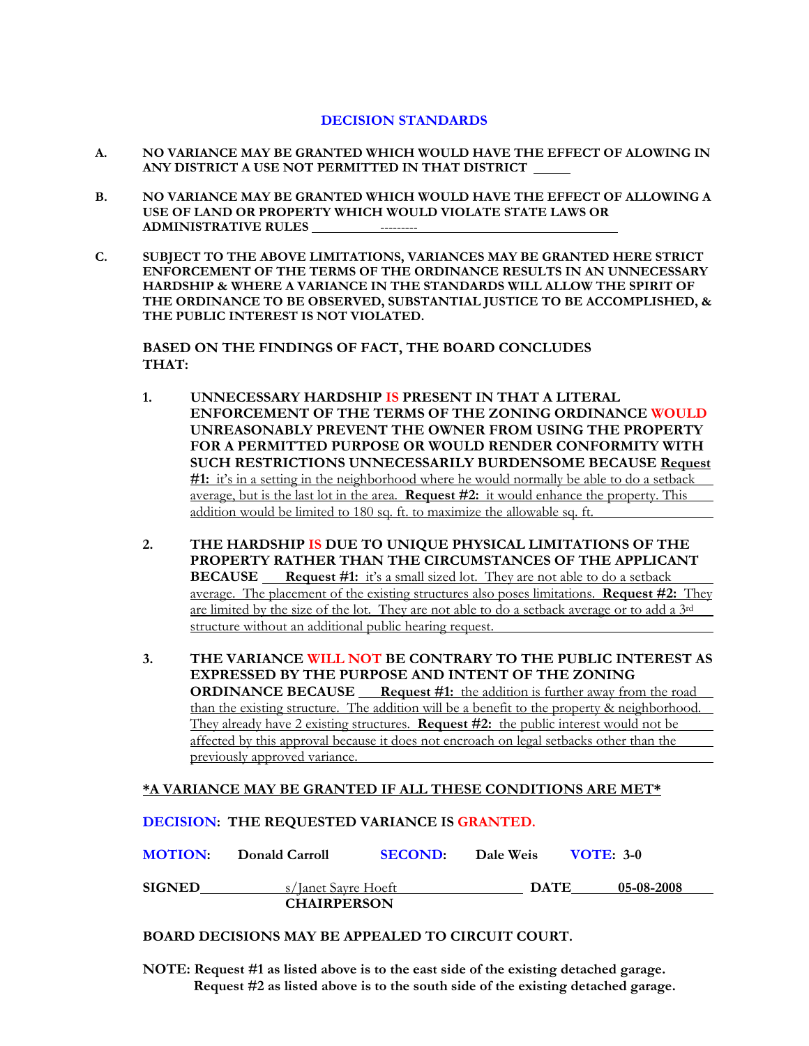## DECISION STANDARDS

**A.** **NO VARIANCE MAY BE GRANTED WHICH WOULD HAVE THE EFFECT OF ALOWING IN ANY DISTRICT A USE NOT PERMITTED IN THAT DISTRICT** \_\_\_\_\_

**B.** **NO VARIANCE MAY BE GRANTED WHICH WOULD HAVE THE EFFECT OF ALLOWING A USE OF LAND OR PROPERTY WHICH WOULD VIOLATE STATE LAWS OR ADMINISTRATIVE RULES** ---------

**C.** **SUBJECT TO THE ABOVE LIMITATIONS, VARIANCES MAY BE GRANTED HERE STRICT ENFORCEMENT OF THE TERMS OF THE ORDINANCE RESULTS IN AN UNNECESSARY HARDSHIP & WHERE A VARIANCE IN THE STANDARDS WILL ALLOW THE SPIRIT OF THE ORDINANCE TO BE OBSERVED, SUBSTANTIAL JUSTICE TO BE ACCOMPLISHED, & THE PUBLIC INTEREST IS NOT VIOLATED.**

**BASED ON THE FINDINGS OF FACT, THE BOARD CONCLUDES THAT:**

1. **UNNECESSARY HARDSHIP IS PRESENT IN THAT A LITERAL ENFORCEMENT OF THE TERMS OF THE ZONING ORDINANCE WOULD UNREASONABLY PREVENT THE OWNER FROM USING THE PROPERTY FOR A PERMITTED PURPOSE OR WOULD RENDER CONFORMITY WITH SUCH RESTRICTIONS UNNECESSARILY BURDENSOME BECAUSE** **Request #1:** it's in a setting in the neighborhood where he would normally be able to do a setback average, but is the last lot in the area. **Request #2:** it would enhance the property. This addition would be limited to 180 sq. ft. to maximize the allowable sq. ft.

2. **THE HARDSHIP IS DUE TO UNIQUE PHYSICAL LIMITATIONS OF THE PROPERTY RATHER THAN THE CIRCUMSTANCES OF THE APPLICANT BECAUSE** **Request #1:** it's a small sized lot. They are not able to do a setback average. The placement of the existing structures also poses limitations. **Request #2:** They are limited by the size of the lot. They are not able to do a setback average or to add a 3rd structure without an additional public hearing request.

3. **THE VARIANCE WILL NOT BE CONTRARY TO THE PUBLIC INTEREST AS EXPRESSED BY THE PURPOSE AND INTENT OF THE ZONING ORDINANCE BECAUSE** **Request #1:** the addition is further away from the road than the existing structure. The addition will be a benefit to the property & neighborhood. They already have 2 existing structures. **Request #2:** the public interest would not be affected by this approval because it does not encroach on legal setbacks other than the previously approved variance.

***A VARIANCE MAY BE GRANTED IF ALL THESE CONDITIONS ARE MET***

**DECISION: THE REQUESTED VARIANCE IS GRANTED.**

**MOTION:** Donald Carroll **SECOND:** Dale Weis **VOTE: 3-0**

**SIGNED** s/Janet Sayre Hoeft **DATE** 05-08-2008
**CHAIRPERSON**

**BOARD DECISIONS MAY BE APPEALED TO CIRCUIT COURT.**

**NOTE: Request #1 as listed above is to the east side of the existing detached garage.**
**Request #2 as listed above is to the south side of the existing detached garage.**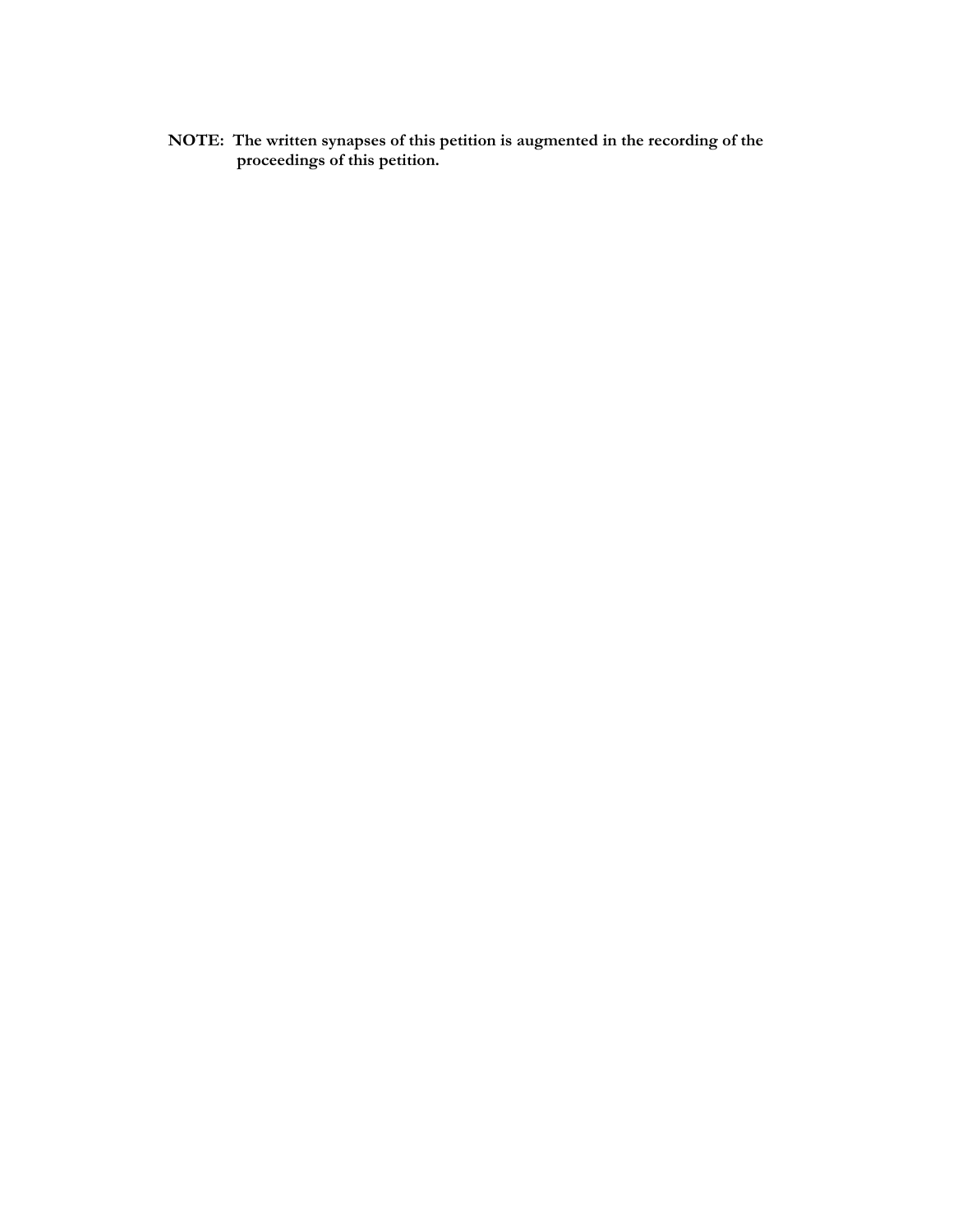**NOTE: The written synapses of this petition is augmented in the recording of the proceedings of this petition.**